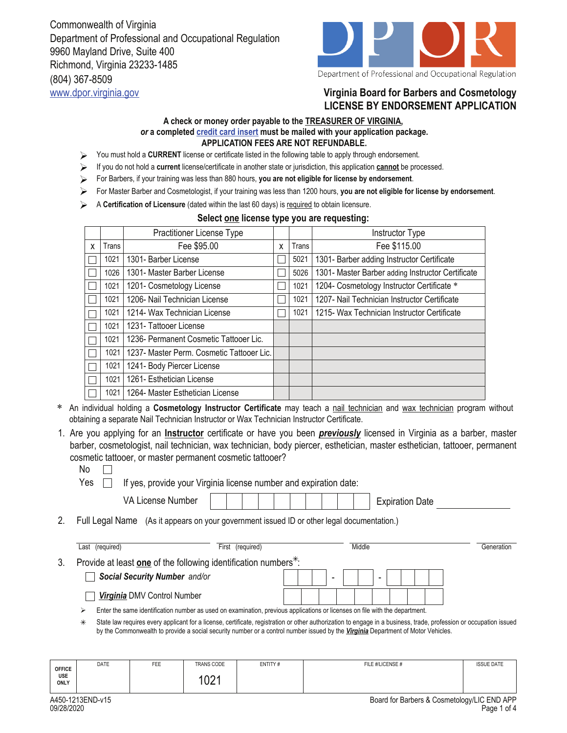Commonwealth of Virginia
Department of Professional and Occupational Regulation
9960 Mayland Drive, Suite 400
Richmond, Virginia 23233-1485
(804) 367-8509
www.dpor.virginia.gov

Department of Professional and Occupational Regulation

# Virginia Board for Barbers and Cosmetology
# LICENSE BY ENDORSEMENT APPLICATION

**A check or money order payable to the TREASURER OF VIRGINIA,**
***or*** **a completed credit card insert must be mailed with your application package.**
**APPLICATION FEES ARE NOT REFUNDABLE.**

- You must hold a **CURRENT** license or certificate listed in the following table to apply through endorsement.
- If you do not hold a **current** license/certificate in another state or jurisdiction, this application **cannot** be processed.
- For Barbers, if your training was less than 880 hours, **you are not eligible for license by endorsement**.
- For Master Barber and Cosmetologist, if your training was less than 1200 hours, **you are not eligible for license by endorsement**.
- A **Certification of Licensure** (dated within the last 60 days) is required to obtain licensure.

**Select one license type you are requesting:**

| | | Practitioner License Type | | | Instructor Type |
|---|---|---|---|---|---|
| X | Trans | Fee $95.00 | X | Trans | Fee $115.00 |
| ☐ | 1021 | 1301- Barber License | ☐ | 5021 | 1301- Barber adding Instructor Certificate |
| ☐ | 1026 | 1301- Master Barber License | ☐ | 5026 | 1301- Master Barber adding Instructor Certificate |
| ☐ | 1021 | 1201- Cosmetology License | ☐ | 1021 | 1204- Cosmetology Instructor Certificate * |
| ☐ | 1021 | 1206- Nail Technician License | ☐ | 1021 | 1207- Nail Technician Instructor Certificate |
| ☐ | 1021 | 1214- Wax Technician License | ☐ | 1021 | 1215- Wax Technician Instructor Certificate |
| ☐ | 1021 | 1231- Tattooer License | | | |
| ☐ | 1021 | 1236- Permanent Cosmetic Tattooer Lic. | | | |
| ☐ | 1021 | 1237- Master Perm. Cosmetic Tattooer Lic. | | | |
| ☐ | 1021 | 1241- Body Piercer License | | | |
| ☐ | 1021 | 1261- Esthetician License | | | |
| ☐ | 1021 | 1264- Master Esthetician License | | | |

\* An individual holding a **Cosmetology Instructor Certificate** may teach a nail technician and wax technician program without obtaining a separate Nail Technician Instructor or Wax Technician Instructor Certificate.

1. Are you applying for an **Instructor** certificate or have you been ***previously*** licensed in Virginia as a barber, master barber, cosmetologist, nail technician, wax technician, body piercer, esthetician, master esthetician, tattooer, permanent cosmetic tattooer, or master permanent cosmetic tattooer?

   No ☐

   Yes ☐ If yes, provide your Virginia license number and expiration date:

   VA License Number ____________ Expiration Date ____________

2. Full Legal Name (As it appears on your government issued ID or other legal documentation.)

   Last (required) ____________ First (required) ____________ Middle ____________ Generation ____________

3. Provide at least **one** of the following identification numbers*:

   ☐ ***Social Security Number*** *and/or* ___ ___ ___ - ___ ___ - ___ ___ ___ ___

   ☐ ***Virginia*** DMV Control Number ____________

   - Enter the same identification number as used on examination, previous applications or licenses on file with the department.
   - \* State law requires every applicant for a license, certificate, registration or other authorization to engage in a business, trade, profession or occupation issued by the Commonwealth to provide a social security number or a control number issued by the ***Virginia*** Department of Motor Vehicles.

| OFFICE USE ONLY | DATE | FEE | TRANS CODE | ENTITY # | FILE #/LICENSE # | ISSUE DATE |
|---|---|---|---|---|---|---|
| | | | 1021 | | | |

A450-1213END-v15
09/28/2020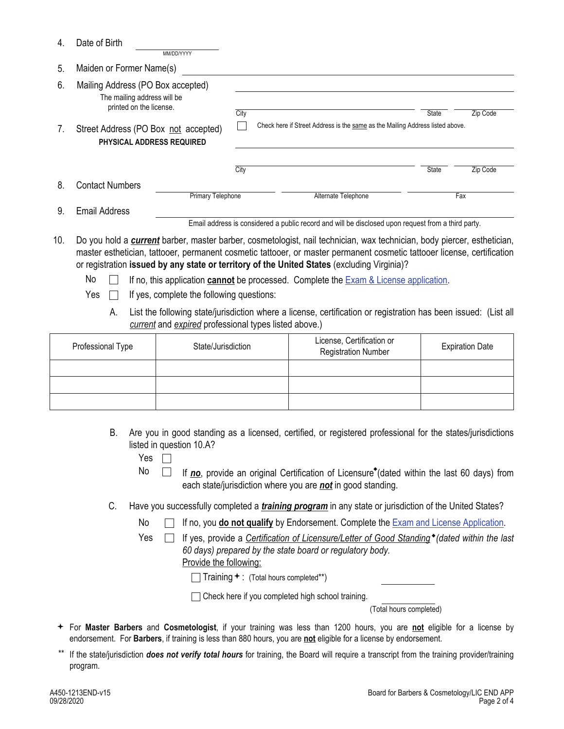4. Date of Birth ____________________ (MM/DD/YYYY)

5. Maiden or Former Name(s) ____________________

6. Mailing Address (PO Box accepted)
   The mailing address will be printed on the license.
   ____________________
   City ____________________ State ______ Zip Code ______

7. Street Address (PO Box not accepted)
   **PHYSICAL ADDRESS REQUIRED**
   ☐ Check here if Street Address is the same as the Mailing Address listed above.
   ____________________
   City ____________________ State ______ Zip Code ______

8. Contact Numbers
   Primary Telephone ____________ Alternate Telephone ____________ Fax ____________

9. Email Address ____________________
   Email address is considered a public record and will be disclosed upon request from a third party.

10. Do you hold a ***current*** barber, master barber, cosmetologist, nail technician, wax technician, body piercer, esthetician, master esthetician, tattooer, permanent cosmetic tattooer, or master permanent cosmetic tattooer license, certification or registration **issued by any state or territory of the United States** (excluding Virginia)?

    No ☐ If no, this application **cannot** be processed. Complete the Exam & License application.

    Yes ☐ If yes, complete the following questions:

    A. List the following state/jurisdiction where a license, certification or registration has been issued: (List all *current* and *expired* professional types listed above.)

| Professional Type | State/Jurisdiction | License, Certification or Registration Number | Expiration Date |
| --- | --- | --- | --- |
| | | | |
| | | | |
| | | | |

    B. Are you in good standing as a licensed, certified, or registered professional for the states/jurisdictions listed in question 10.A?

    Yes ☐

    No ☐ If ***no***, provide an original Certification of Licensure◆(dated within the last 60 days) from each state/jurisdiction where you are ***not*** in good standing.

    C. Have you successfully completed a ***training program*** in any state or jurisdiction of the United States?

    No ☐ If no, you **do not qualify** by Endorsement. Complete the Exam and License Application.

    Yes ☐ If yes, provide a *Certification of Licensure/Letter of Good Standing*◆*(dated within the last 60 days) prepared by the state board or regulatory body.*

    Provide the following:

    ☐ Training ✦: (Total hours completed**) ____________

    ☐ Check here if you completed high school training. ____________ (Total hours completed)

✦ For **Master Barbers** and **Cosmetologist**, if your training was less than 1200 hours, you are **not** eligible for a license by endorsement. For **Barbers**, if training is less than 880 hours, you are **not** eligible for a license by endorsement.

** If the state/jurisdiction ***does not verify total hours*** for training, the Board will require a transcript from the training provider/training program.

A450-1213END-v15
09/28/2020

Board for Barbers & Cosmetology/LIC END APP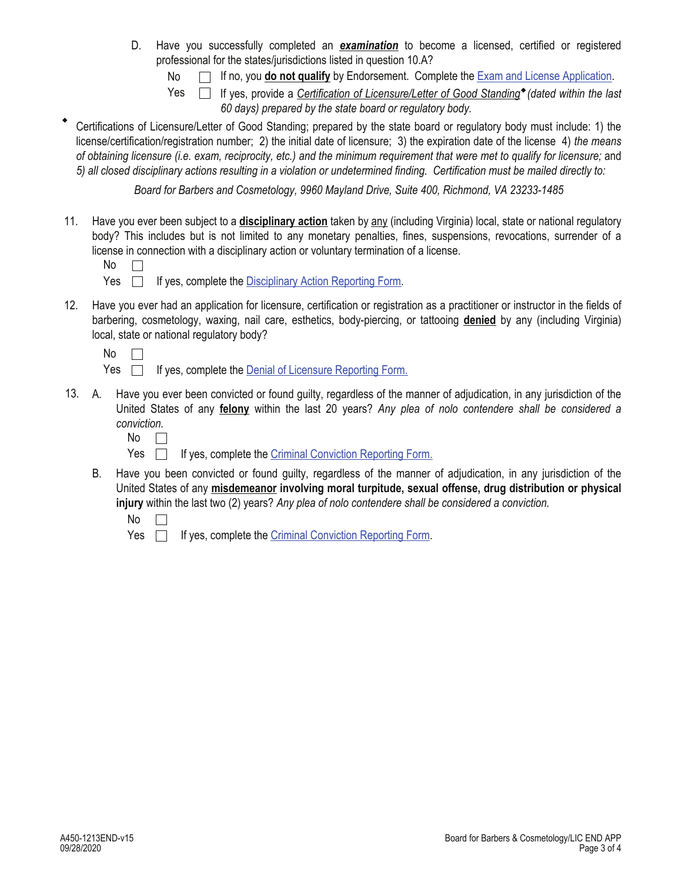D. Have you successfully completed an ***examination*** to become a licensed, certified or registered professional for the states/jurisdictions listed in question 10.A?

No ☐ If no, you **do not qualify** by Endorsement. Complete the Exam and License Application.

Yes ☐ If yes, provide a *Certification of Licensure/Letter of Good Standing*◆ *(dated within the last 60 days) prepared by the state board or regulatory body.*

◆ Certifications of Licensure/Letter of Good Standing; prepared by the state board or regulatory body must include: 1) the license/certification/registration number; 2) the initial date of licensure; 3) the expiration date of the license 4) *the means of obtaining licensure (i.e. exam, reciprocity, etc.) and the minimum requirement that were met to qualify for licensure;* and *5) all closed disciplinary actions resulting in a violation or undetermined finding. Certification must be mailed directly to:*

*Board for Barbers and Cosmetology, 9960 Mayland Drive, Suite 400, Richmond, VA 23233-1485*

11. Have you ever been subject to a **disciplinary action** taken by any (including Virginia) local, state or national regulatory body? This includes but is not limited to any monetary penalties, fines, suspensions, revocations, surrender of a license in connection with a disciplinary action or voluntary termination of a license.

 No ☐

 Yes ☐ If yes, complete the Disciplinary Action Reporting Form.

12. Have you ever had an application for licensure, certification or registration as a practitioner or instructor in the fields of barbering, cosmetology, waxing, nail care, esthetics, body-piercing, or tattooing **denied** by any (including Virginia) local, state or national regulatory body?

 No ☐

 Yes ☐ If yes, complete the Denial of Licensure Reporting Form.

13. A. Have you ever been convicted or found guilty, regardless of the manner of adjudication, in any jurisdiction of the United States of any **felony** within the last 20 years? *Any plea of nolo contendere shall be considered a conviction.*

 No ☐

 Yes ☐ If yes, complete the Criminal Conviction Reporting Form.

 B. Have you been convicted or found guilty, regardless of the manner of adjudication, in any jurisdiction of the United States of any **misdemeanor involving moral turpitude, sexual offense, drug distribution or physical injury** within the last two (2) years? *Any plea of nolo contendere shall be considered a conviction.*

 No ☐

 Yes ☐ If yes, complete the Criminal Conviction Reporting Form.

A450-1213END-v15
09/28/2020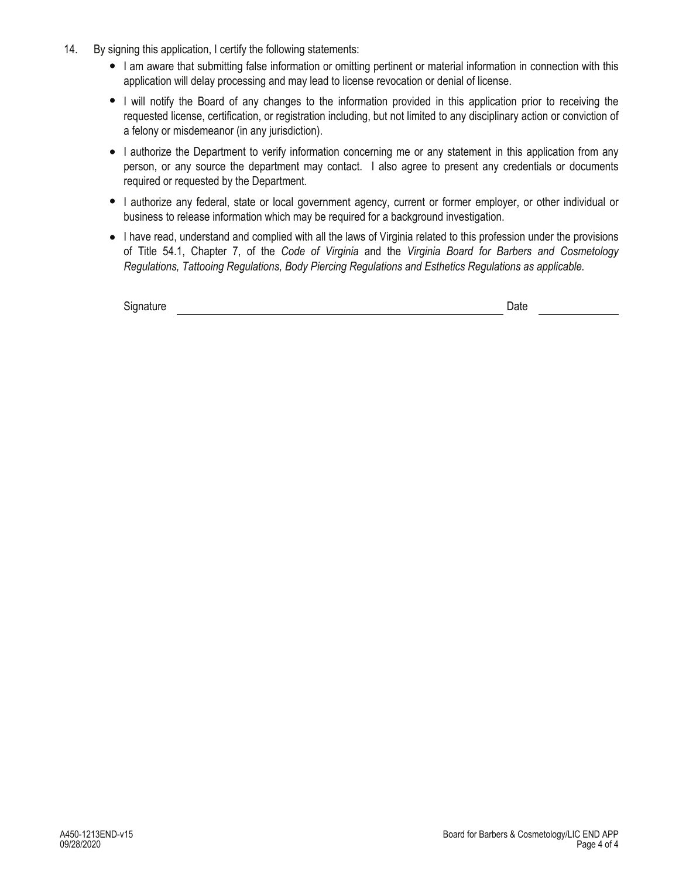14. By signing this application, I certify the following statements:
    - I am aware that submitting false information or omitting pertinent or material information in connection with this application will delay processing and may lead to license revocation or denial of license.
    - I will notify the Board of any changes to the information provided in this application prior to receiving the requested license, certification, or registration including, but not limited to any disciplinary action or conviction of a felony or misdemeanor (in any jurisdiction).
    - I authorize the Department to verify information concerning me or any statement in this application from any person, or any source the department may contact. I also agree to present any credentials or documents required or requested by the Department.
    - I authorize any federal, state or local government agency, current or former employer, or other individual or business to release information which may be required for a background investigation.
    - I have read, understand and complied with all the laws of Virginia related to this profession under the provisions of Title 54.1, Chapter 7, of the *Code of Virginia* and the *Virginia Board for Barbers and Cosmetology Regulations, Tattooing Regulations, Body Piercing Regulations and Esthetics Regulations as applicable.*

Signature ______________________________ Date ____________

A450-1213END-v15
09/28/2020

Board for Barbers & Cosmetology/LIC END APP